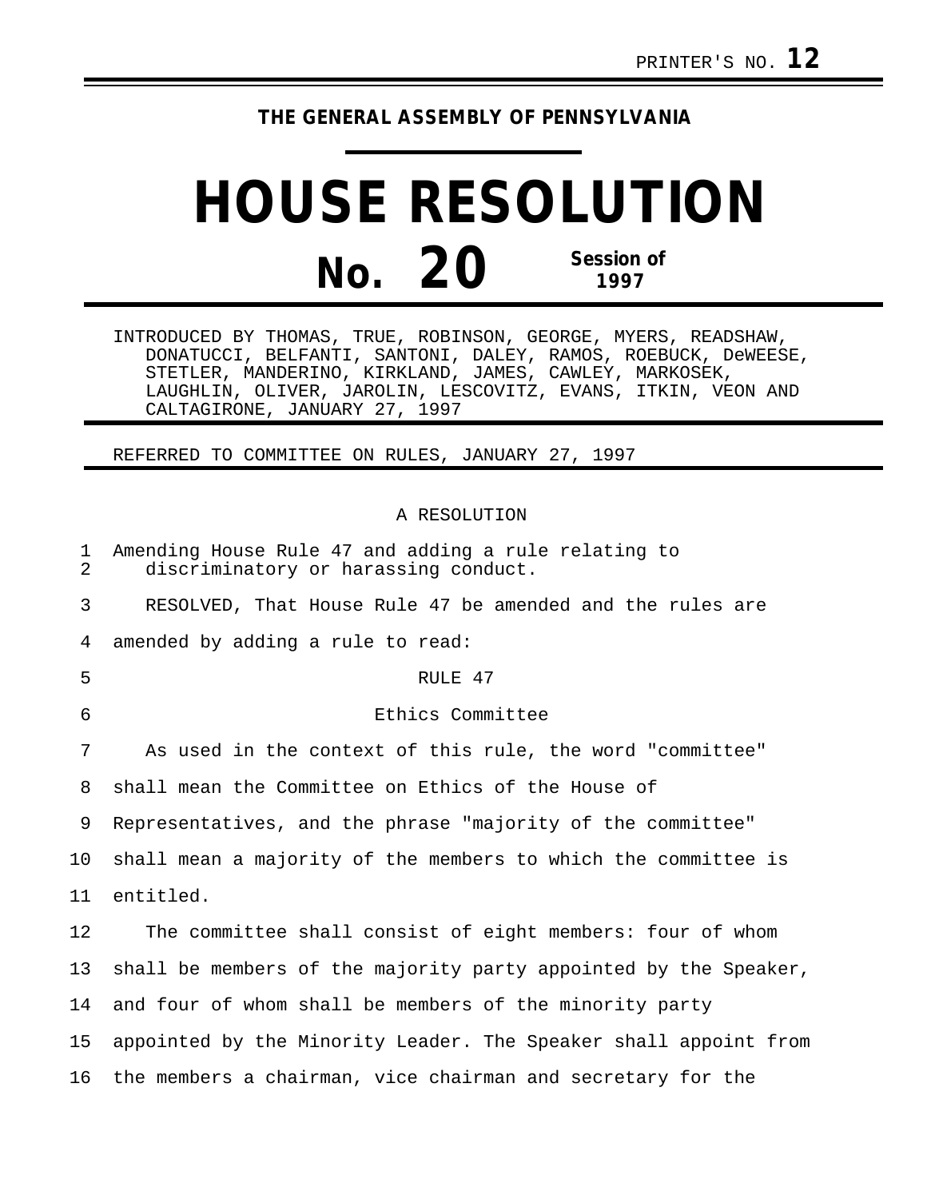PRINTER'S NO. **12**

**THE GENERAL ASSEMBLY OF PENNSYLVANIA**

# HOUSE RESOLUTION

## No. 20 Session of 1997

INTRODUCED BY THOMAS, TRUE, ROBINSON, GEORGE, MYERS, READSHAW, DONATUCCI, BELFANTI, SANTONI, DALEY, RAMOS, ROEBUCK, DeWEESE, STETLER, MANDERINO, KIRKLAND, JAMES, CAWLEY, MARKOSEK, LAUGHLIN, OLIVER, JAROLIN, LESCOVITZ, EVANS, ITKIN, VEON AND CALTAGIRONE, JANUARY 27, 1997

REFERRED TO COMMITTEE ON RULES, JANUARY 27, 1997

A RESOLUTION

Amending House Rule 47 and adding a rule relating to discriminatory or harassing conduct.

RESOLVED, That House Rule 47 be amended and the rules are amended by adding a rule to read:

RULE 47

Ethics Committee

As used in the context of this rule, the word "committee" shall mean the Committee on Ethics of the House of Representatives, and the phrase "majority of the committee" shall mean a majority of the members to which the committee is entitled.

The committee shall consist of eight members: four of whom shall be members of the majority party appointed by the Speaker, and four of whom shall be members of the minority party appointed by the Minority Leader. The Speaker shall appoint from the members a chairman, vice chairman and secretary for the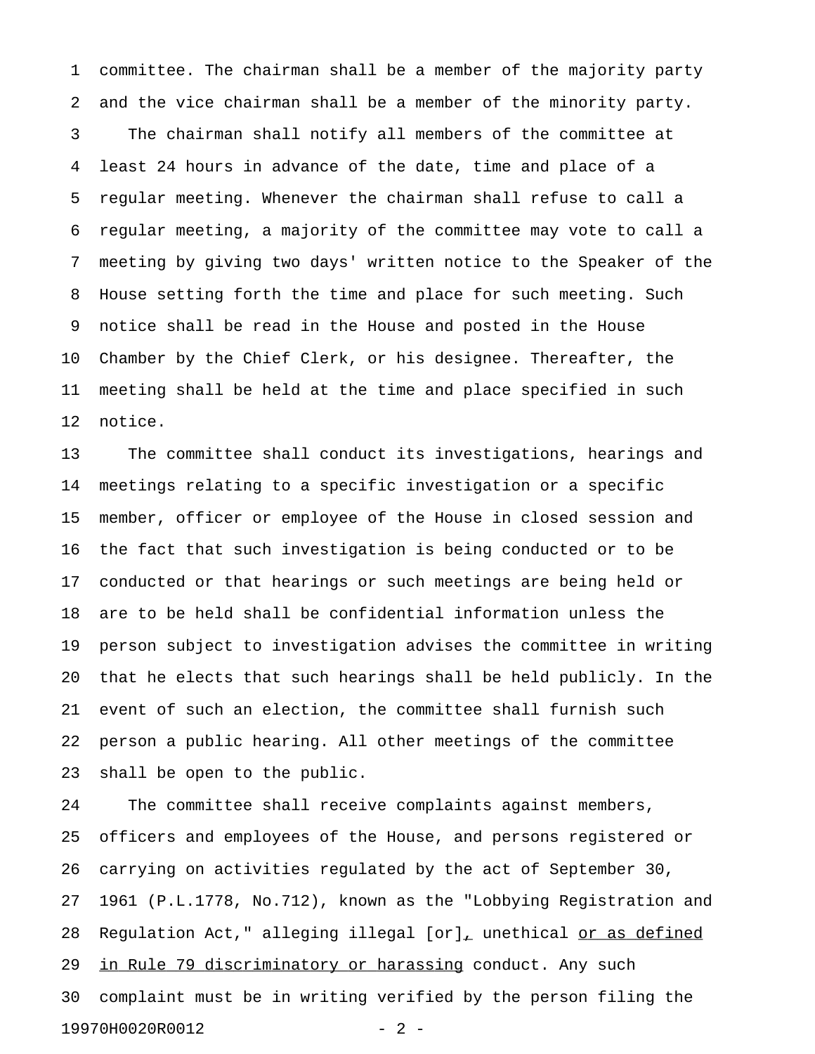committee. The chairman shall be a member of the majority party and the vice chairman shall be a member of the minority party.

The chairman shall notify all members of the committee at least 24 hours in advance of the date, time and place of a regular meeting. Whenever the chairman shall refuse to call a regular meeting, a majority of the committee may vote to call a meeting by giving two days' written notice to the Speaker of the House setting forth the time and place for such meeting. Such notice shall be read in the House and posted in the House Chamber by the Chief Clerk, or his designee. Thereafter, the meeting shall be held at the time and place specified in such notice.

The committee shall conduct its investigations, hearings and meetings relating to a specific investigation or a specific member, officer or employee of the House in closed session and the fact that such investigation is being conducted or to be conducted or that hearings or such meetings are being held or are to be held shall be confidential information unless the person subject to investigation advises the committee in writing that he elects that such hearings shall be held publicly. In the event of such an election, the committee shall furnish such person a public hearing. All other meetings of the committee shall be open to the public.

The committee shall receive complaints against members, officers and employees of the House, and persons registered or carrying on activities regulated by the act of September 30, 1961 (P.L.1778, No.712), known as the "Lobbying Registration and Regulation Act," alleging illegal [or]<u>,</u> unethical <u>or as defined in Rule 79 discriminatory or harassing</u> conduct. Any such complaint must be in writing verified by the person filing the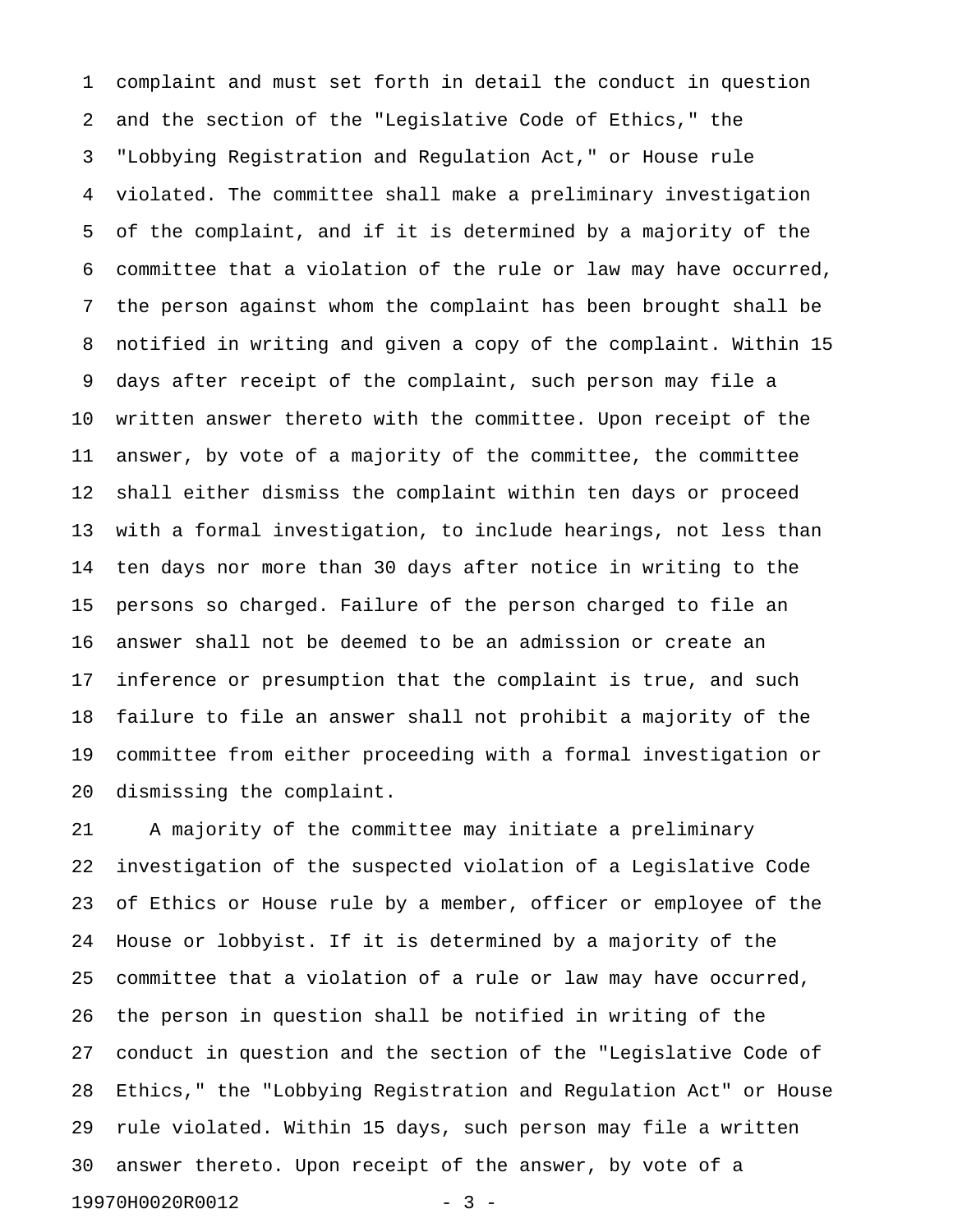complaint and must set forth in detail the conduct in question and the section of the "Legislative Code of Ethics," the "Lobbying Registration and Regulation Act," or House rule violated. The committee shall make a preliminary investigation of the complaint, and if it is determined by a majority of the committee that a violation of the rule or law may have occurred, the person against whom the complaint has been brought shall be notified in writing and given a copy of the complaint. Within 15 days after receipt of the complaint, such person may file a written answer thereto with the committee. Upon receipt of the answer, by vote of a majority of the committee, the committee shall either dismiss the complaint within ten days or proceed with a formal investigation, to include hearings, not less than ten days nor more than 30 days after notice in writing to the persons so charged. Failure of the person charged to file an answer shall not be deemed to be an admission or create an inference or presumption that the complaint is true, and such failure to file an answer shall not prohibit a majority of the committee from either proceeding with a formal investigation or dismissing the complaint.

A majority of the committee may initiate a preliminary investigation of the suspected violation of a Legislative Code of Ethics or House rule by a member, officer or employee of the House or lobbyist. If it is determined by a majority of the committee that a violation of a rule or law may have occurred, the person in question shall be notified in writing of the conduct in question and the section of the "Legislative Code of Ethics," the "Lobbying Registration and Regulation Act" or House rule violated. Within 15 days, such person may file a written answer thereto. Upon receipt of the answer, by vote of a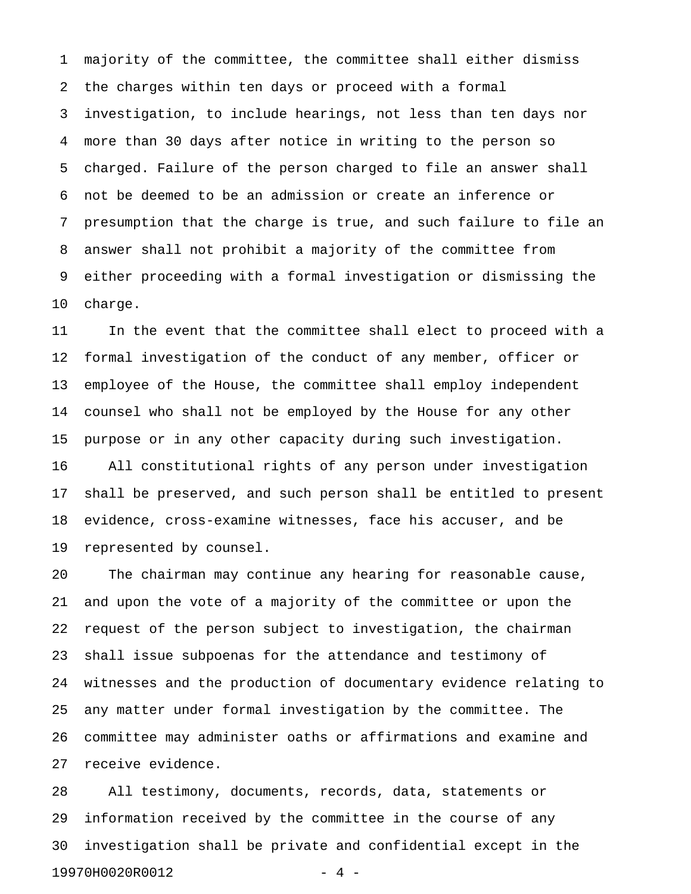majority of the committee, the committee shall either dismiss the charges within ten days or proceed with a formal investigation, to include hearings, not less than ten days nor more than 30 days after notice in writing to the person so charged. Failure of the person charged to file an answer shall not be deemed to be an admission or create an inference or presumption that the charge is true, and such failure to file an answer shall not prohibit a majority of the committee from either proceeding with a formal investigation or dismissing the charge.

In the event that the committee shall elect to proceed with a formal investigation of the conduct of any member, officer or employee of the House, the committee shall employ independent counsel who shall not be employed by the House for any other purpose or in any other capacity during such investigation.

All constitutional rights of any person under investigation shall be preserved, and such person shall be entitled to present evidence, cross-examine witnesses, face his accuser, and be represented by counsel.

The chairman may continue any hearing for reasonable cause, and upon the vote of a majority of the committee or upon the request of the person subject to investigation, the chairman shall issue subpoenas for the attendance and testimony of witnesses and the production of documentary evidence relating to any matter under formal investigation by the committee. The committee may administer oaths or affirmations and examine and receive evidence.

All testimony, documents, records, data, statements or information received by the committee in the course of any investigation shall be private and confidential except in the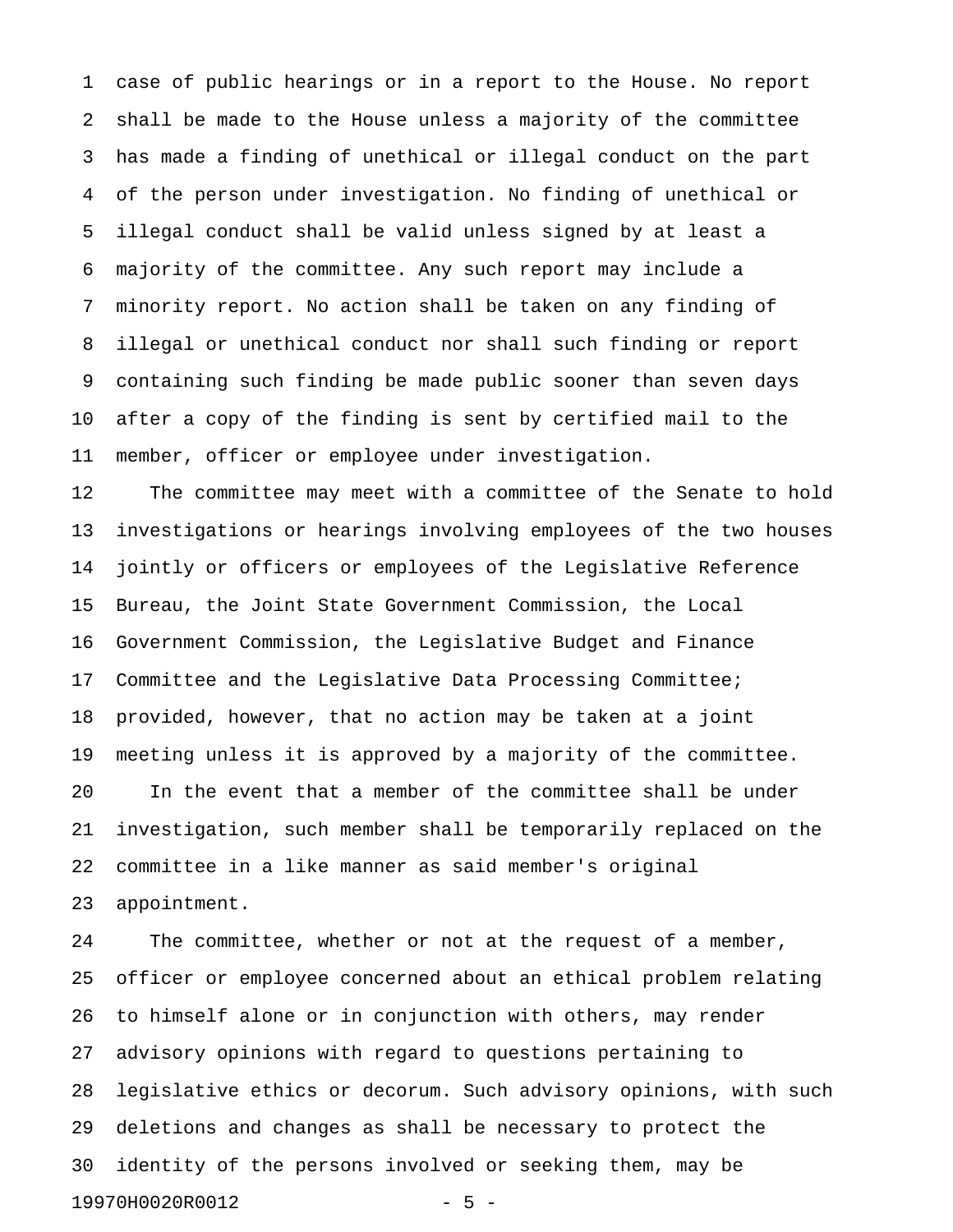case of public hearings or in a report to the House. No report shall be made to the House unless a majority of the committee has made a finding of unethical or illegal conduct on the part of the person under investigation. No finding of unethical or illegal conduct shall be valid unless signed by at least a majority of the committee. Any such report may include a minority report. No action shall be taken on any finding of illegal or unethical conduct nor shall such finding or report containing such finding be made public sooner than seven days after a copy of the finding is sent by certified mail to the member, officer or employee under investigation.

The committee may meet with a committee of the Senate to hold investigations or hearings involving employees of the two houses jointly or officers or employees of the Legislative Reference Bureau, the Joint State Government Commission, the Local Government Commission, the Legislative Budget and Finance Committee and the Legislative Data Processing Committee; provided, however, that no action may be taken at a joint meeting unless it is approved by a majority of the committee.

In the event that a member of the committee shall be under investigation, such member shall be temporarily replaced on the committee in a like manner as said member's original appointment.

The committee, whether or not at the request of a member, officer or employee concerned about an ethical problem relating to himself alone or in conjunction with others, may render advisory opinions with regard to questions pertaining to legislative ethics or decorum. Such advisory opinions, with such deletions and changes as shall be necessary to protect the identity of the persons involved or seeking them, may be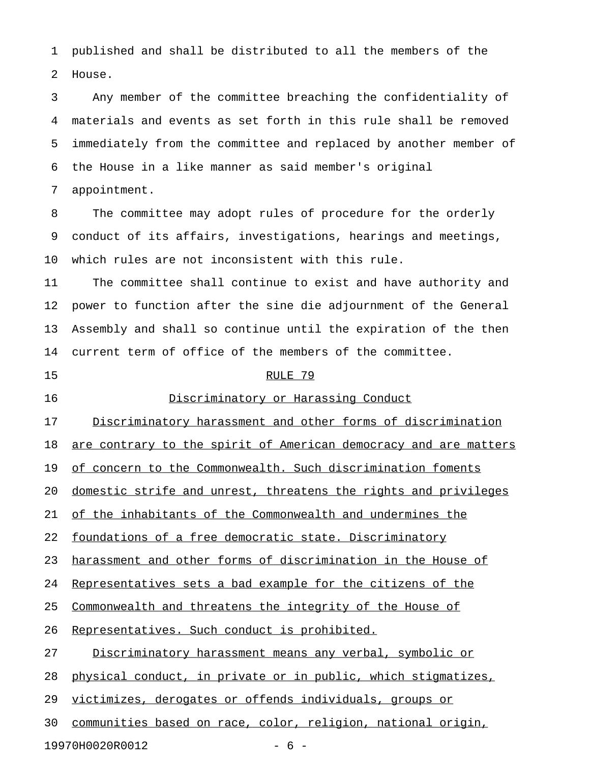published and shall be distributed to all the members of the House.

Any member of the committee breaching the confidentiality of materials and events as set forth in this rule shall be removed immediately from the committee and replaced by another member of the House in a like manner as said member's original appointment.

The committee may adopt rules of procedure for the orderly conduct of its affairs, investigations, hearings and meetings, which rules are not inconsistent with this rule.

The committee shall continue to exist and have authority and power to function after the sine die adjournment of the General Assembly and shall so continue until the expiration of the then current term of office of the members of the committee.

RULE 79

Discriminatory or Harassing Conduct

Discriminatory harassment and other forms of discrimination are contrary to the spirit of American democracy and are matters of concern to the Commonwealth. Such discrimination foments domestic strife and unrest, threatens the rights and privileges of the inhabitants of the Commonwealth and undermines the foundations of a free democratic state. Discriminatory harassment and other forms of discrimination in the House of Representatives sets a bad example for the citizens of the Commonwealth and threatens the integrity of the House of Representatives. Such conduct is prohibited.

Discriminatory harassment means any verbal, symbolic or physical conduct, in private or in public, which stigmatizes, victimizes, derogates or offends individuals, groups or communities based on race, color, religion, national origin,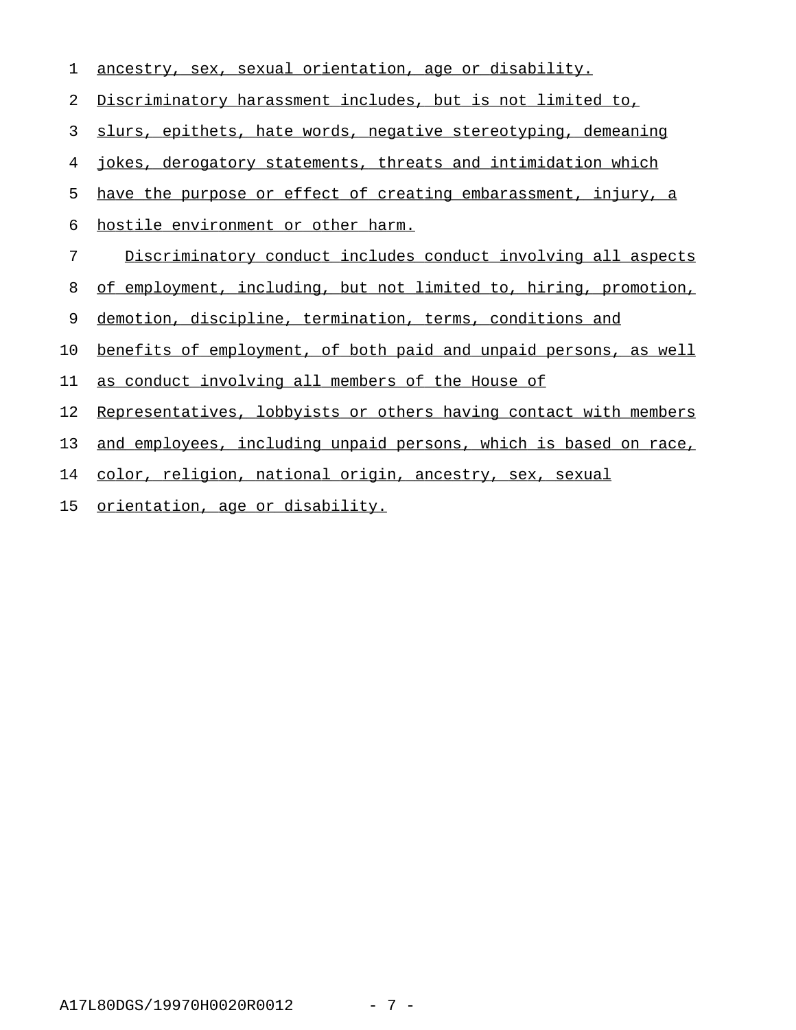ancestry, sex, sexual orientation, age or disability. Discriminatory harassment includes, but is not limited to, slurs, epithets, hate words, negative stereotyping, demeaning jokes, derogatory statements, threats and intimidation which have the purpose or effect of creating embarassment, injury, a hostile environment or other harm.

Discriminatory conduct includes conduct involving all aspects of employment, including, but not limited to, hiring, promotion, demotion, discipline, termination, terms, conditions and benefits of employment, of both paid and unpaid persons, as well as conduct involving all members of the House of Representatives, lobbyists or others having contact with members and employees, including unpaid persons, which is based on race, color, religion, national origin, ancestry, sex, sexual orientation, age or disability.